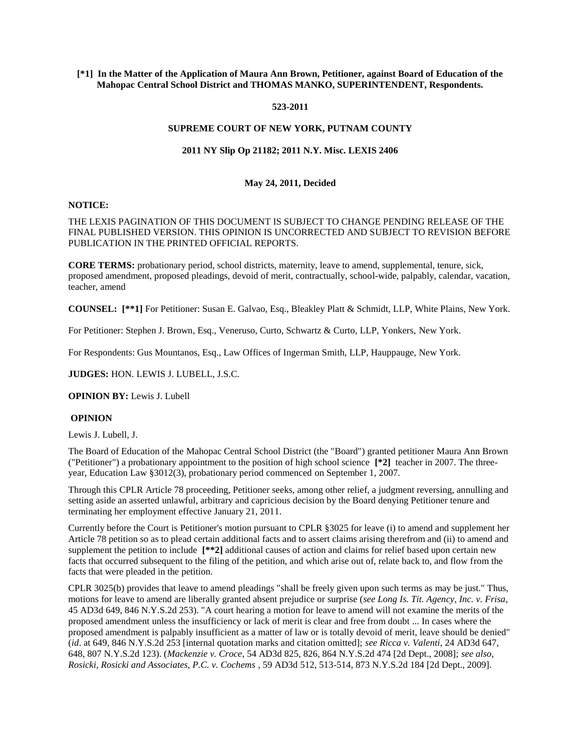**[*1] In the Matter of the Application of Maura Ann Brown, Petitioner, against Board of Education of the Mahopac Central School District and THOMAS MANKO, SUPERINTENDENT, Respondents.**

**523-2011**

**SUPREME COURT OF NEW YORK, PUTNAM COUNTY**

**2011 NY Slip Op 21182; 2011 N.Y. Misc. LEXIS 2406**

**May 24, 2011, Decided**

**NOTICE:**

THE LEXIS PAGINATION OF THIS DOCUMENT IS SUBJECT TO CHANGE PENDING RELEASE OF THE FINAL PUBLISHED VERSION. THIS OPINION IS UNCORRECTED AND SUBJECT TO REVISION BEFORE PUBLICATION IN THE PRINTED OFFICIAL REPORTS.

**CORE TERMS:** probationary period, school districts, maternity, leave to amend, supplemental, tenure, sick, proposed amendment, proposed pleadings, devoid of merit, contractually, school-wide, palpably, calendar, vacation, teacher, amend

**COUNSEL:** **[**1]** For Petitioner: Susan E. Galvao, Esq., Bleakley Platt & Schmidt, LLP, White Plains, New York.

For Petitioner: Stephen J. Brown, Esq., Veneruso, Curto, Schwartz & Curto, LLP, Yonkers, New York.

For Respondents: Gus Mountanos, Esq., Law Offices of Ingerman Smith, LLP, Hauppauge, New York.

**JUDGES:** HON. LEWIS J. LUBELL, J.S.C.

**OPINION BY:** Lewis J. Lubell

**OPINION**

Lewis J. Lubell, J.

The Board of Education of the Mahopac Central School District (the "Board") granted petitioner Maura Ann Brown ("Petitioner") a probationary appointment to the position of high school science **[*2]** teacher in 2007. The three-year, Education Law §3012(3), probationary period commenced on September 1, 2007.

Through this CPLR Article 78 proceeding, Petitioner seeks, among other relief, a judgment reversing, annulling and setting aside an asserted unlawful, arbitrary and capricious decision by the Board denying Petitioner tenure and terminating her employment effective January 21, 2011.

Currently before the Court is Petitioner's motion pursuant to CPLR §3025 for leave (i) to amend and supplement her Article 78 petition so as to plead certain additional facts and to assert claims arising therefrom and (ii) to amend and supplement the petition to include **[**2]** additional causes of action and claims for relief based upon certain new facts that occurred subsequent to the filing of the petition, and which arise out of, relate back to, and flow from the facts that were pleaded in the petition.

CPLR 3025(b) provides that leave to amend pleadings "shall be freely given upon such terms as may be just." Thus, motions for leave to amend are liberally granted absent prejudice or surprise (*see Long Is. Tit. Agency, Inc. v. Frisa*, 45 AD3d 649, 846 N.Y.S.2d 253). "A court hearing a motion for leave to amend will not examine the merits of the proposed amendment unless the insufficiency or lack of merit is clear and free from doubt ... In cases where the proposed amendment is palpably insufficient as a matter of law or is totally devoid of merit, leave should be denied" (*id*. at 649, 846 N.Y.S.2d 253 [internal quotation marks and citation omitted]; *see Ricca v. Valenti*, 24 AD3d 647, 648, 807 N.Y.S.2d 123). (*Mackenzie v. Croce*, 54 AD3d 825, 826, 864 N.Y.S.2d 474 [2d Dept., 2008]; *see also, Rosicki, Rosicki and Associates, P.C. v. Cochems* , 59 AD3d 512, 513-514, 873 N.Y.S.2d 184 [2d Dept., 2009].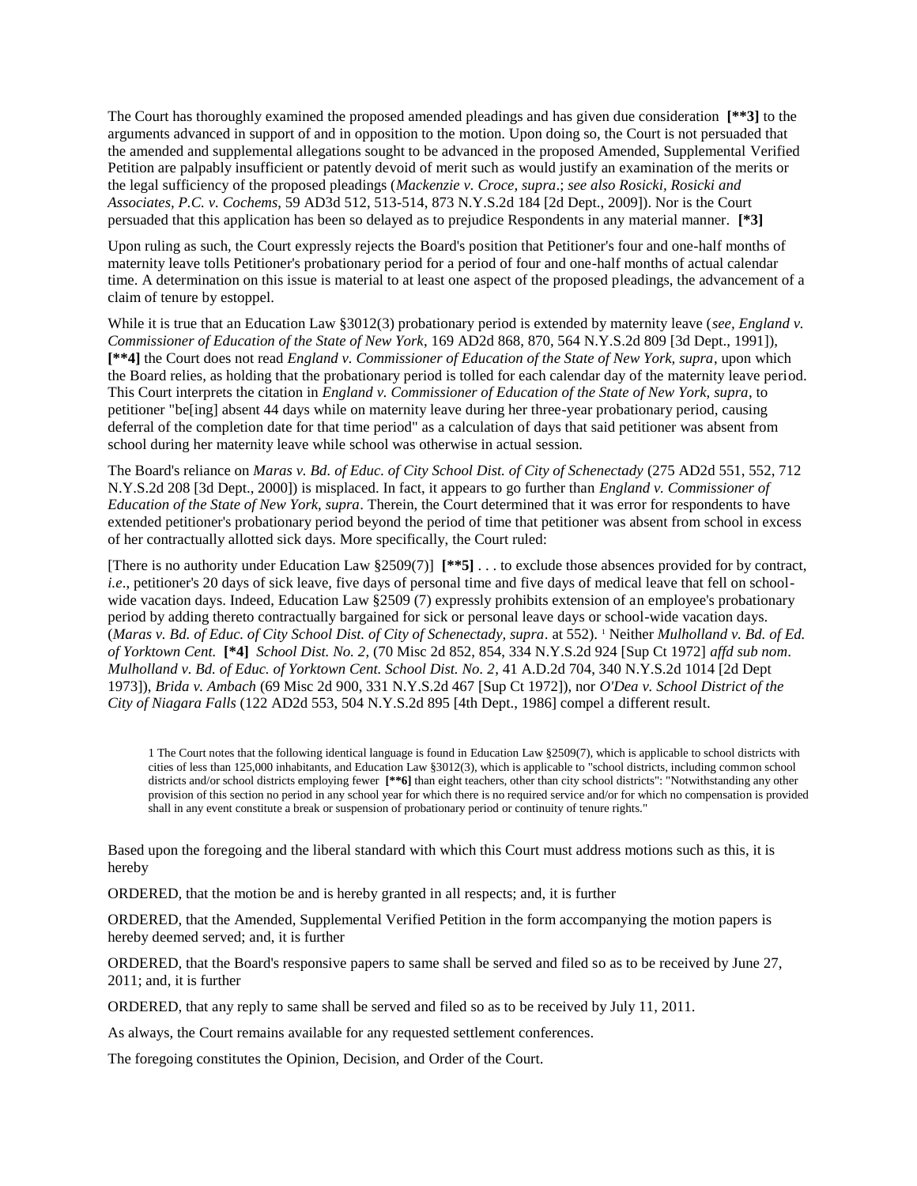The Court has thoroughly examined the proposed amended pleadings and has given due consideration **[**3]** to the arguments advanced in support of and in opposition to the motion. Upon doing so, the Court is not persuaded that the amended and supplemental allegations sought to be advanced in the proposed Amended, Supplemental Verified Petition are palpably insufficient or patently devoid of merit such as would justify an examination of the merits or the legal sufficiency of the proposed pleadings (*Mackenzie v. Croce, supra*.; *see also Rosicki, Rosicki and Associates, P.C. v. Cochems*, 59 AD3d 512, 513-514, 873 N.Y.S.2d 184 [2d Dept., 2009]). Nor is the Court persuaded that this application has been so delayed as to prejudice Respondents in any material manner. **[*3]**

Upon ruling as such, the Court expressly rejects the Board's position that Petitioner's four and one-half months of maternity leave tolls Petitioner's probationary period for a period of four and one-half months of actual calendar time. A determination on this issue is material to at least one aspect of the proposed pleadings, the advancement of a claim of tenure by estoppel.

While it is true that an Education Law §3012(3) probationary period is extended by maternity leave (*see, England v. Commissioner of Education of the State of New York*, 169 AD2d 868, 870, 564 N.Y.S.2d 809 [3d Dept., 1991]), **[**4]** the Court does not read *England v. Commissioner of Education of the State of New York, supra*, upon which the Board relies, as holding that the probationary period is tolled for each calendar day of the maternity leave period. This Court interprets the citation in *England v. Commissioner of Education of the State of New York, supra*, to petitioner "be[ing] absent 44 days while on maternity leave during her three-year probationary period, causing deferral of the completion date for that time period" as a calculation of days that said petitioner was absent from school during her maternity leave while school was otherwise in actual session.

The Board's reliance on *Maras v. Bd. of Educ. of City School Dist. of City of Schenectady* (275 AD2d 551, 552, 712 N.Y.S.2d 208 [3d Dept., 2000]) is misplaced. In fact, it appears to go further than *England v. Commissioner of Education of the State of New York, supra*. Therein, the Court determined that it was error for respondents to have extended petitioner's probationary period beyond the period of time that petitioner was absent from school in excess of her contractually allotted sick days. More specifically, the Court ruled:

[There is no authority under Education Law §2509(7)] **[**5]** . . . to exclude those absences provided for by contract, *i.e*., petitioner's 20 days of sick leave, five days of personal time and five days of medical leave that fell on school-wide vacation days. Indeed, Education Law §2509 (7) expressly prohibits extension of an employee's probationary period by adding thereto contractually bargained for sick or personal leave days or school-wide vacation days. (*Maras v. Bd. of Educ. of City School Dist. of City of Schenectady, supra*. at 552). [1] Neither *Mulholland v. Bd. of Ed. of Yorktown Cent.* **[*4]** *School Dist. No. 2*, (70 Misc 2d 852, 854, 334 N.Y.S.2d 924 [Sup Ct 1972] *affd sub nom*. *Mulholland v. Bd. of Educ. of Yorktown Cent. School Dist. No. 2*, 41 A.D.2d 704, 340 N.Y.S.2d 1014 [2d Dept 1973]), *Brida v. Ambach* (69 Misc 2d 900, 331 N.Y.S.2d 467 [Sup Ct 1972]), nor *O'Dea v. School District of the City of Niagara Falls* (122 AD2d 553, 504 N.Y.S.2d 895 [4th Dept., 1986] compel a different result.

1 The Court notes that the following identical language is found in Education Law §2509(7), which is applicable to school districts with cities of less than 125,000 inhabitants, and Education Law §3012(3), which is applicable to "school districts, including common school districts and/or school districts employing fewer **[**6]** than eight teachers, other than city school districts": "Notwithstanding any other provision of this section no period in any school year for which there is no required service and/or for which no compensation is provided shall in any event constitute a break or suspension of probationary period or continuity of tenure rights."

Based upon the foregoing and the liberal standard with which this Court must address motions such as this, it is hereby

ORDERED, that the motion be and is hereby granted in all respects; and, it is further

ORDERED, that the Amended, Supplemental Verified Petition in the form accompanying the motion papers is hereby deemed served; and, it is further

ORDERED, that the Board's responsive papers to same shall be served and filed so as to be received by June 27, 2011; and, it is further

ORDERED, that any reply to same shall be served and filed so as to be received by July 11, 2011.

As always, the Court remains available for any requested settlement conferences.

The foregoing constitutes the Opinion, Decision, and Order of the Court.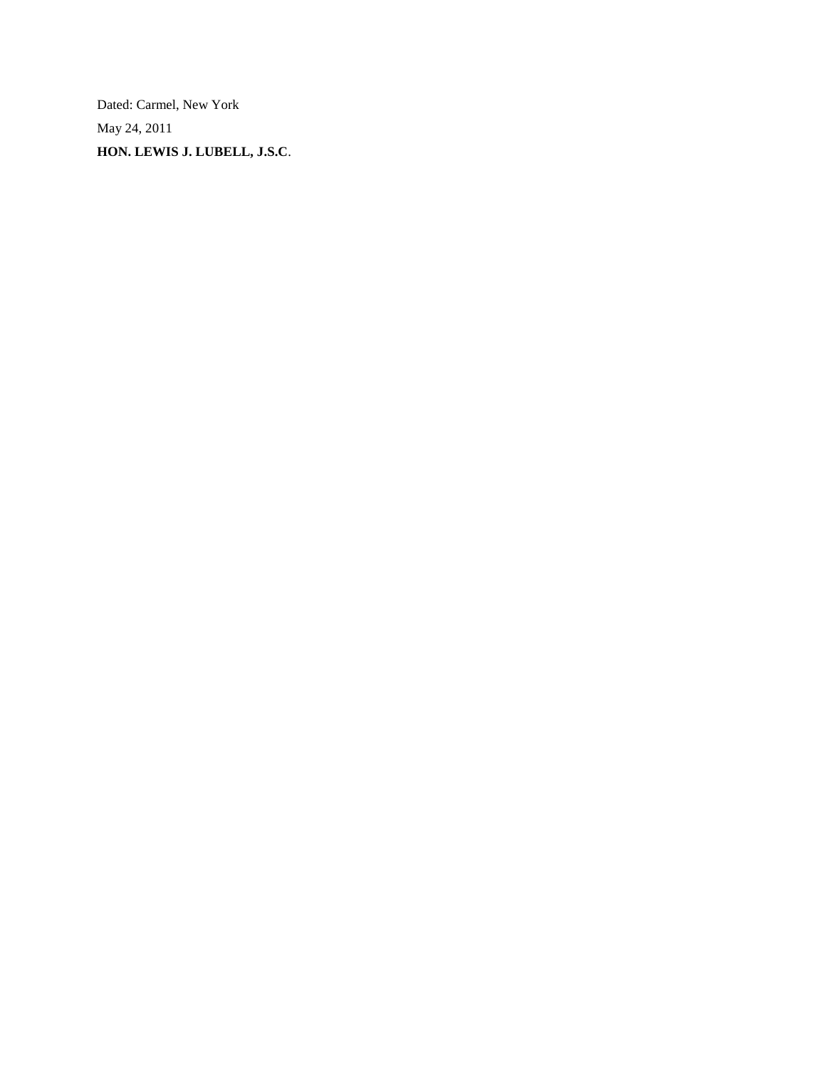Dated: Carmel, New York

May 24, 2011

**HON. LEWIS J. LUBELL, J.S.C**.